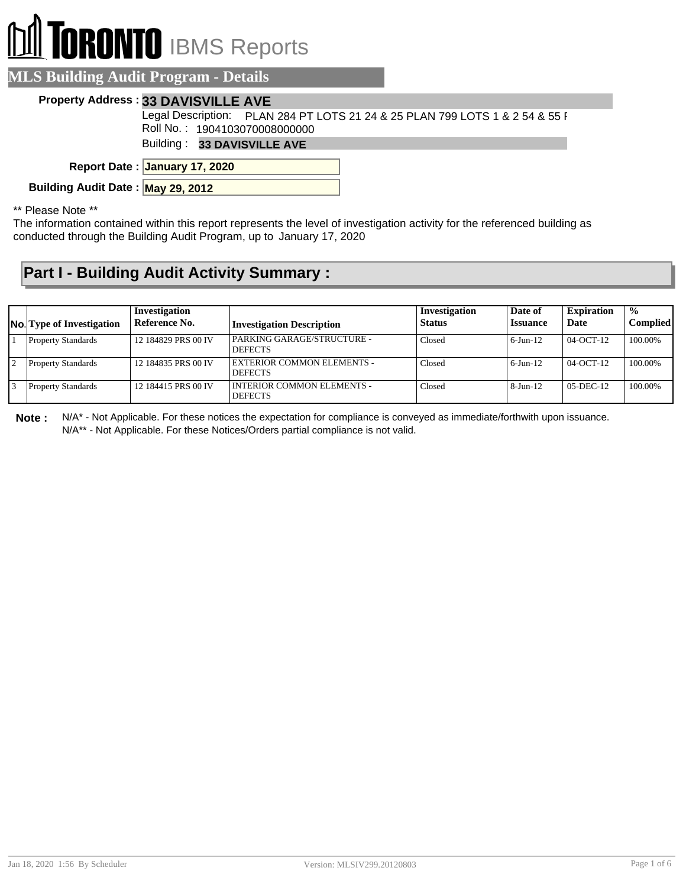# TORONTO IBMS Reports

## MLS Building Audit Program - Details

**Property Address :** **33 DAVISVILLE AVE**

Legal Description: PLAN 284 PT LOTS 21 24 & 25 PLAN 799 LOTS 1 & 2 54 & 55 F

Roll No. : 1904103070008000000

Building : **33 DAVISVILLE AVE**

**Report Date :** **January 17, 2020**

**Building Audit Date :** **May 29, 2012**

** Please Note **

The information contained within this report represents the level of investigation activity for the referenced building as conducted through the Building Audit Program, up to January 17, 2020

## Part I - Building Audit Activity Summary :

| No. | Type of Investigation | Investigation Reference No. | Investigation Description | Investigation Status | Date of Issuance | Expiration Date | % Complied |
|---|---|---|---|---|---|---|---|
| 1 | Property Standards | 12 184829 PRS 00 IV | PARKING GARAGE/STRUCTURE - DEFECTS | Closed | 6-Jun-12 | 04-OCT-12 | 100.00% |
| 2 | Property Standards | 12 184835 PRS 00 IV | EXTERIOR COMMON ELEMENTS - DEFECTS | Closed | 6-Jun-12 | 04-OCT-12 | 100.00% |
| 3 | Property Standards | 12 184415 PRS 00 IV | INTERIOR COMMON ELEMENTS - DEFECTS | Closed | 8-Jun-12 | 05-DEC-12 | 100.00% |

**Note :** N/A* - Not Applicable. For these notices the expectation for compliance is conveyed as immediate/forthwith upon issuance.
N/A** - Not Applicable. For these Notices/Orders partial compliance is not valid.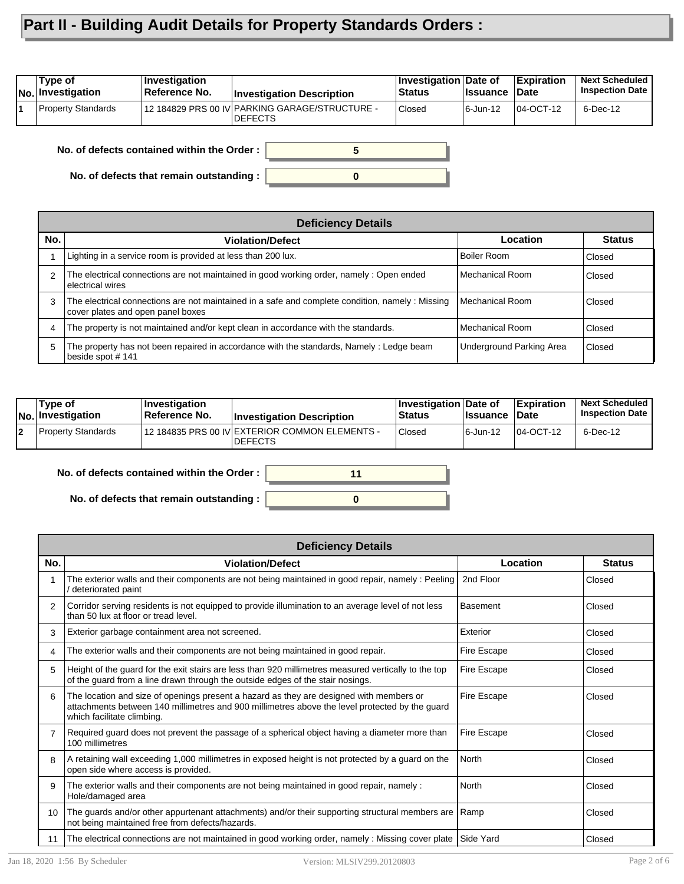# Part II - Building Audit Details for Property Standards Orders :

| No. | Type of Investigation | Investigation Reference No. | Investigation Description | Investigation Status | Date of Issuance | Expiration Date | Next Scheduled Inspection Date |
|---|---|---|---|---|---|---|---|
| 1 | Property Standards | 12 184829 PRS 00 IV | PARKING GARAGE/STRUCTURE - DEFECTS | Closed | 6-Jun-12 | 04-OCT-12 | 6-Dec-12 |

**No. of defects contained within the Order :** 5

**No. of defects that remain outstanding :** 0

| Deficiency Details | | | |
|---|---|---|---|
| **No.** | **Violation/Defect** | **Location** | **Status** |
| 1 | Lighting in a service room is provided at less than 200 lux. | Boiler Room | Closed |
| 2 | The electrical connections are not maintained in good working order, namely : Open ended electrical wires | Mechanical Room | Closed |
| 3 | The electrical connections are not maintained in a safe and complete condition, namely : Missing cover plates and open panel boxes | Mechanical Room | Closed |
| 4 | The property is not maintained and/or kept clean in accordance with the standards. | Mechanical Room | Closed |
| 5 | The property has not been repaired in accordance with the standards, Namely : Ledge beam beside spot # 141 | Underground Parking Area | Closed |

| No. | Type of Investigation | Investigation Reference No. | Investigation Description | Investigation Status | Date of Issuance | Expiration Date | Next Scheduled Inspection Date |
|---|---|---|---|---|---|---|---|
| 2 | Property Standards | 12 184835 PRS 00 IV | EXTERIOR COMMON ELEMENTS - DEFECTS | Closed | 6-Jun-12 | 04-OCT-12 | 6-Dec-12 |

**No. of defects contained within the Order :** 11

**No. of defects that remain outstanding :** 0

| Deficiency Details | | | |
|---|---|---|---|
| **No.** | **Violation/Defect** | **Location** | **Status** |
| 1 | The exterior walls and their components are not being maintained in good repair, namely : Peeling / deteriorated paint | 2nd Floor | Closed |
| 2 | Corridor serving residents is not equipped to provide illumination to an average level of not less than 50 lux at floor or tread level. | Basement | Closed |
| 3 | Exterior garbage containment area not screened. | Exterior | Closed |
| 4 | The exterior walls and their components are not being maintained in good repair. | Fire Escape | Closed |
| 5 | Height of the guard for the exit stairs are less than 920 millimetres measured vertically to the top of the guard from a line drawn through the outside edges of the stair nosings. | Fire Escape | Closed |
| 6 | The location and size of openings present a hazard as they are designed with members or attachments between 140 millimetres and 900 millimetres above the level protected by the guard which facilitate climbing. | Fire Escape | Closed |
| 7 | Required guard does not prevent the passage of a spherical object having a diameter more than 100 millimetres | Fire Escape | Closed |
| 8 | A retaining wall exceeding 1,000 millimetres in exposed height is not protected by a guard on the open side where access is provided. | North | Closed |
| 9 | The exterior walls and their components are not being maintained in good repair, namely : Hole/damaged area | North | Closed |
| 10 | The guards and/or other appurtenant attachments) and/or their supporting structural members are not being maintained free from defects/hazards. | Ramp | Closed |
| 11 | The electrical connections are not maintained in good working order, namely : Missing cover plate | Side Yard | Closed |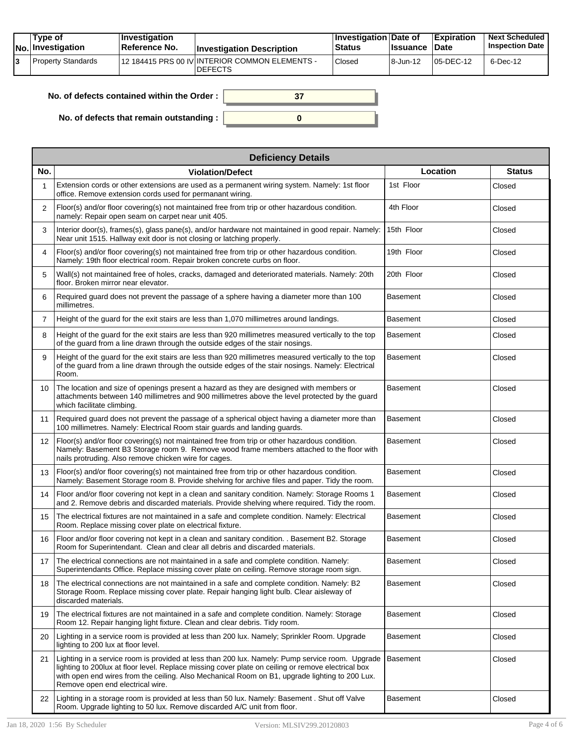| No. | Type of Investigation | Investigation Reference No. | Investigation Description | Investigation Status | Date of Issuance | Expiration Date | Next Scheduled Inspection Date |
|---|---|---|---|---|---|---|---|
| 3 | Property Standards | 12 184415 PRS 00 IV | INTERIOR COMMON ELEMENTS - DEFECTS | Closed | 8-Jun-12 | 05-DEC-12 | 6-Dec-12 |

**No. of defects contained within the Order :** 37

**No. of defects that remain outstanding :** 0

| Deficiency Details | | | |
|---|---|---|---|
| **No.** | **Violation/Defect** | **Location** | **Status** |
| 1 | Extension cords or other extensions are used as a permanent wiring system. Namely: 1st floor office. Remove extension cords used for permanant wiring. | 1st Floor | Closed |
| 2 | Floor(s) and/or floor covering(s) not maintained free from trip or other hazardous condition. namely: Repair open seam on carpet near unit 405. | 4th Floor | Closed |
| 3 | Interior door(s), frames(s), glass pane(s), and/or hardware not maintained in good repair. Namely: Near unit 1515. Hallway exit door is not closing or latching properly. | 15th Floor | Closed |
| 4 | Floor(s) and/or floor covering(s) not maintained free from trip or other hazardous condition. Namely: 19th floor electrical room. Repair broken concrete curbs on floor. | 19th Floor | Closed |
| 5 | Wall(s) not maintained free of holes, cracks, damaged and deteriorated materials. Namely: 20th floor. Broken mirror near elevator. | 20th Floor | Closed |
| 6 | Required guard does not prevent the passage of a sphere having a diameter more than 100 millimetres. | Basement | Closed |
| 7 | Height of the guard for the exit stairs are less than 1,070 millimetres around landings. | Basement | Closed |
| 8 | Height of the guard for the exit stairs are less than 920 millimetres measured vertically to the top of the guard from a line drawn through the outside edges of the stair nosings. | Basement | Closed |
| 9 | Height of the guard for the exit stairs are less than 920 millimetres measured vertically to the top of the guard from a line drawn through the outside edges of the stair nosings. Namely: Electrical Room. | Basement | Closed |
| 10 | The location and size of openings present a hazard as they are designed with members or attachments between 140 millimetres and 900 millimetres above the level protected by the guard which facilitate climbing. | Basement | Closed |
| 11 | Required guard does not prevent the passage of a spherical object having a diameter more than 100 millimetres. Namely: Electrical Room stair guards and landing guards. | Basement | Closed |
| 12 | Floor(s) and/or floor covering(s) not maintained free from trip or other hazardous condition. Namely: Basement B3 Storage room 9. Remove wood frame members attached to the floor with nails protruding. Also remove chicken wire for cages. | Basement | Closed |
| 13 | Floor(s) and/or floor covering(s) not maintained free from trip or other hazardous condition. Namely: Basement Storage room 8. Provide shelving for archive files and paper. Tidy the room. | Basement | Closed |
| 14 | Floor and/or floor covering not kept in a clean and sanitary condition. Namely: Storage Rooms 1 and 2. Remove debris and discarded materials. Provide shelving where required. Tidy the room. | Basement | Closed |
| 15 | The electrical fixtures are not maintained in a safe and complete condition. Namely: Electrical Room. Replace missing cover plate on electrical fixture. | Basement | Closed |
| 16 | Floor and/or floor covering not kept in a clean and sanitary condition. . Basement B2. Storage Room for Superintendant. Clean and clear all debris and discarded materials. | Basement | Closed |
| 17 | The electrical connections are not maintained in a safe and complete condition. Namely: Superintendants Office. Replace missing cover plate on ceiling. Remove storage room sign. | Basement | Closed |
| 18 | The electrical connections are not maintained in a safe and complete condition. Namely: B2 Storage Room. Replace missing cover plate. Repair hanging light bulb. Clear aisleway of discarded materials. | Basement | Closed |
| 19 | The electrical fixtures are not maintained in a safe and complete condition. Namely: Storage Room 12. Repair hanging light fixture. Clean and clear debris. Tidy room. | Basement | Closed |
| 20 | Lighting in a service room is provided at less than 200 lux. Namely; Sprinkler Room. Upgrade lighting to 200 lux at floor level. | Basement | Closed |
| 21 | Lighting in a service room is provided at less than 200 lux. Namely: Pump service room. Upgrade lighting to 200lux at floor level. Replace missing cover plate on ceiling or remove electrical box with open end wires from the ceiling. Also Mechanical Room on B1, upgrade lighting to 200 Lux. Remove open end electrical wire. | Basement | Closed |
| 22 | Lighting in a storage room is provided at less than 50 lux. Namely: Basement . Shut off Valve Room. Upgrade lighting to 50 lux. Remove discarded A/C unit from floor. | Basement | Closed |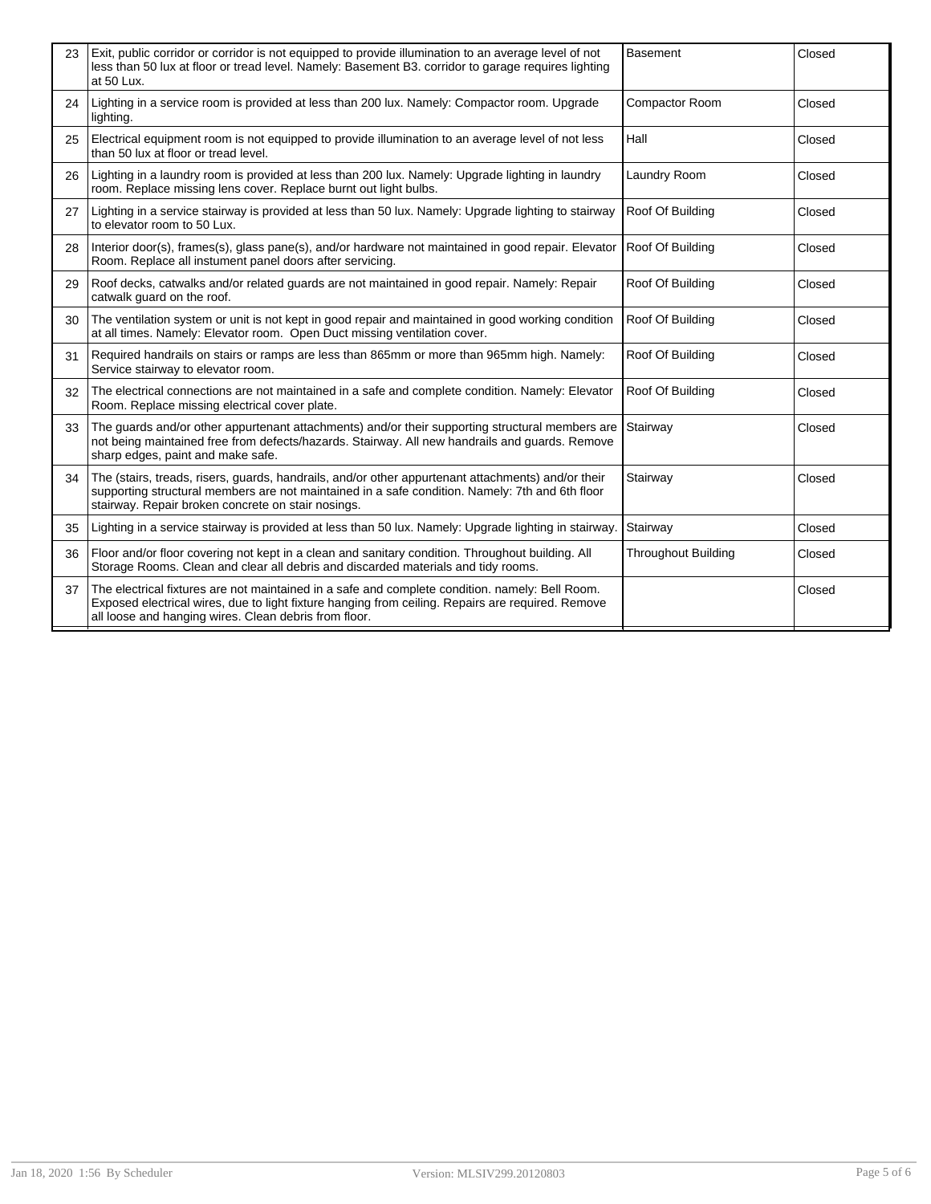| | | | |
|---|---|---|---|
| 23 | Exit, public corridor or corridor is not equipped to provide illumination to an average level of not less than 50 lux at floor or tread level. Namely: Basement B3. corridor to garage requires lighting at 50 Lux. | Basement | Closed |
| 24 | Lighting in a service room is provided at less than 200 lux. Namely: Compactor room. Upgrade lighting. | Compactor Room | Closed |
| 25 | Electrical equipment room is not equipped to provide illumination to an average level of not less than 50 lux at floor or tread level. | Hall | Closed |
| 26 | Lighting in a laundry room is provided at less than 200 lux. Namely: Upgrade lighting in laundry room. Replace missing lens cover. Replace burnt out light bulbs. | Laundry Room | Closed |
| 27 | Lighting in a service stairway is provided at less than 50 lux. Namely: Upgrade lighting to stairway to elevator room to 50 Lux. | Roof Of Building | Closed |
| 28 | Interior door(s), frames(s), glass pane(s), and/or hardware not maintained in good repair. Elevator Room. Replace all instument panel doors after servicing. | Roof Of Building | Closed |
| 29 | Roof decks, catwalks and/or related guards are not maintained in good repair. Namely: Repair catwalk guard on the roof. | Roof Of Building | Closed |
| 30 | The ventilation system or unit is not kept in good repair and maintained in good working condition at all times. Namely: Elevator room. Open Duct missing ventilation cover. | Roof Of Building | Closed |
| 31 | Required handrails on stairs or ramps are less than 865mm or more than 965mm high. Namely: Service stairway to elevator room. | Roof Of Building | Closed |
| 32 | The electrical connections are not maintained in a safe and complete condition. Namely: Elevator Room. Replace missing electrical cover plate. | Roof Of Building | Closed |
| 33 | The guards and/or other appurtenant attachments) and/or their supporting structural members are not being maintained free from defects/hazards. Stairway. All new handrails and guards. Remove sharp edges, paint and make safe. | Stairway | Closed |
| 34 | The (stairs, treads, risers, guards, handrails, and/or other appurtenant attachments) and/or their supporting structural members are not maintained in a safe condition. Namely: 7th and 6th floor stairway. Repair broken concrete on stair nosings. | Stairway | Closed |
| 35 | Lighting in a service stairway is provided at less than 50 lux. Namely: Upgrade lighting in stairway. | Stairway | Closed |
| 36 | Floor and/or floor covering not kept in a clean and sanitary condition. Throughout building. All Storage Rooms. Clean and clear all debris and discarded materials and tidy rooms. | Throughout Building | Closed |
| 37 | The electrical fixtures are not maintained in a safe and complete condition. namely: Bell Room. Exposed electrical wires, due to light fixture hanging from ceiling. Repairs are required. Remove all loose and hanging wires. Clean debris from floor. | | Closed |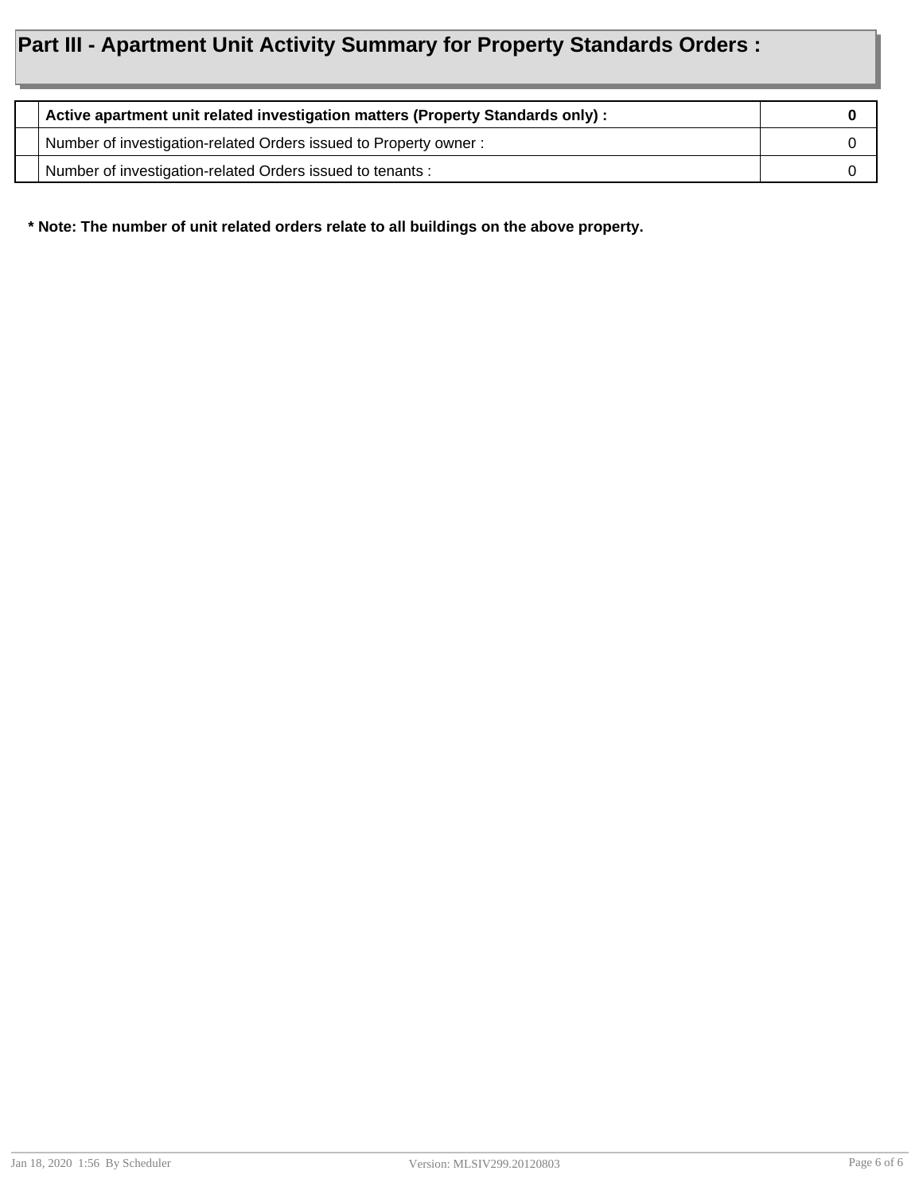# Part III - Apartment Unit Activity Summary for Property Standards Orders :

| | | |
|---|---|---|
| | **Active apartment unit related investigation matters (Property Standards only) :** | **0** |
| | Number of investigation-related Orders issued to Property owner : | 0 |
| | Number of investigation-related Orders issued to tenants : | 0 |

**\* Note: The number of unit related orders relate to all buildings on the above property.**

Jan 18, 2020 1:56 By Scheduler Version: MLSIV299.20120803